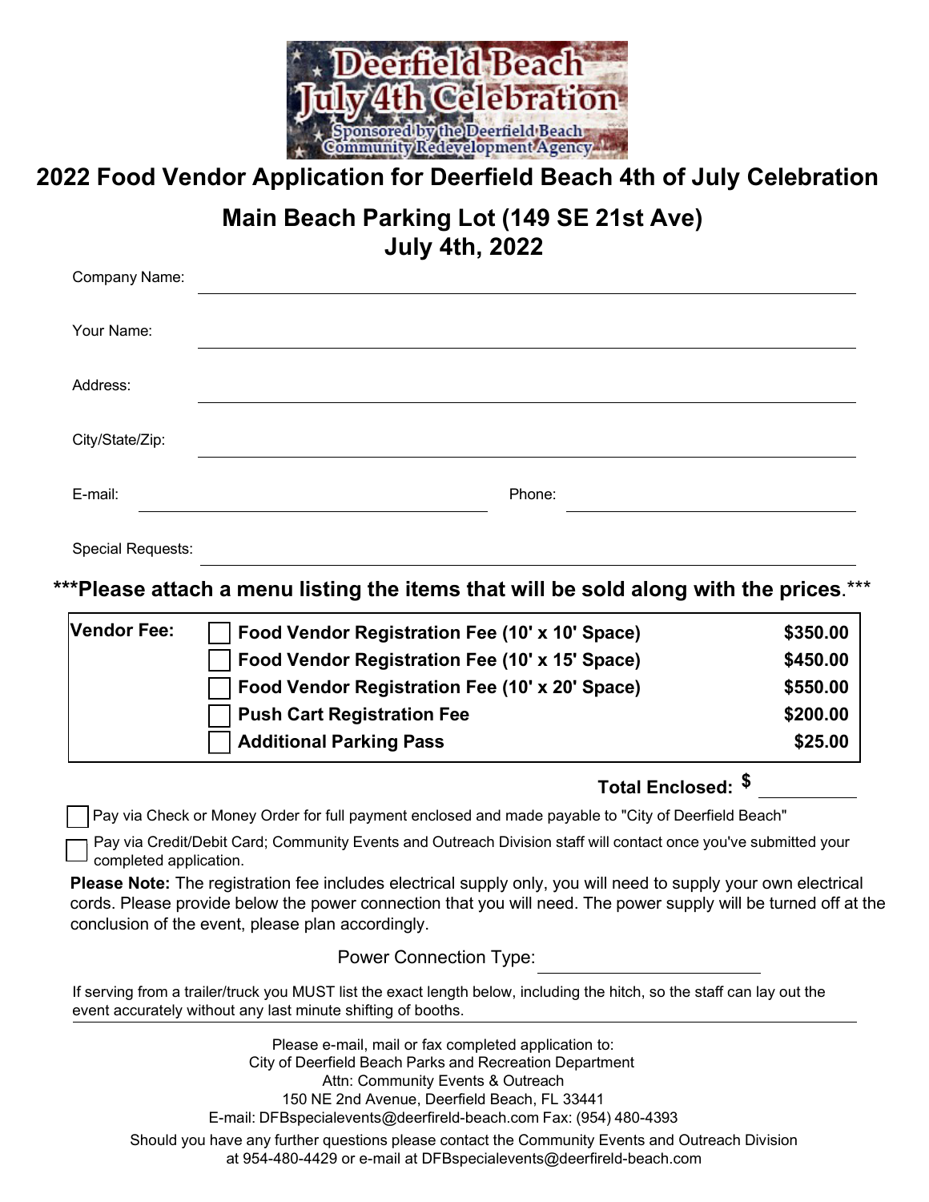Deerfield Beach July 4th Celebration

Sponsored by the Deerfield Beach Community Redevelopment Agency

# 2022 Food Vendor Application for Deerfield Beach 4th of July Celebration

## Main Beach Parking Lot (149 SE 21st Ave)
## July 4th, 2022

Company Name: ______________________________

Your Name: ______________________________

Address: ______________________________

City/State/Zip: ______________________________

E-mail: ______________________________ Phone: ______________________________

Special Requests: ______________________________

**\*\*\*Please attach a menu listing the items that will be sold along with the prices.\*\*\***

| **Vendor Fee:** | | |
|---|---|---|
| | ☐ **Food Vendor Registration Fee (10' x 10' Space)** | **$350.00** |
| | ☐ **Food Vendor Registration Fee (10' x 15' Space)** | **$450.00** |
| | ☐ **Food Vendor Registration Fee (10' x 20' Space)** | **$550.00** |
| | ☐ **Push Cart Registration Fee** | **$200.00** |
| | ☐ **Additional Parking Pass** | **$25.00** |

**Total Enclosed:** $ __________

☐ Pay via Check or Money Order for full payment enclosed and made payable to "City of Deerfield Beach"

☐ Pay via Credit/Debit Card; Community Events and Outreach Division staff will contact once you've submitted your completed application.

**Please Note:** The registration fee includes electrical supply only, you will need to supply your own electrical cords. Please provide below the power connection that you will need. The power supply will be turned off at the conclusion of the event, please plan accordingly.

Power Connection Type: ______________________________

If serving from a trailer/truck you MUST list the exact length below, including the hitch, so the staff can lay out the event accurately without any last minute shifting of booths.

______________________________

Please e-mail, mail or fax completed application to:
City of Deerfield Beach Parks and Recreation Department
Attn: Community Events & Outreach
150 NE 2nd Avenue, Deerfield Beach, FL 33441
E-mail: DFBspecialevents@deerfireld-beach.com Fax: (954) 480-4393

Should you have any further questions please contact the Community Events and Outreach Division at 954-480-4429 or e-mail at DFBspecialevents@deerfireld-beach.com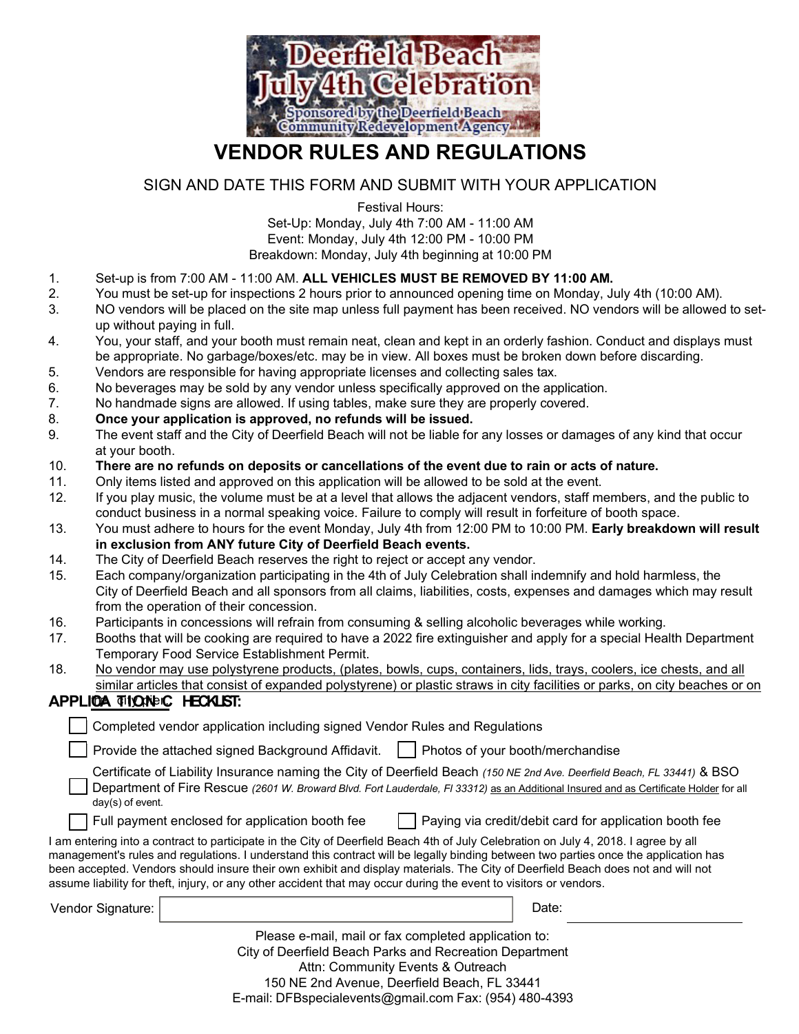# VENDOR RULES AND REGULATIONS

SIGN AND DATE THIS FORM AND SUBMIT WITH YOUR APPLICATION

Festival Hours:
Set-Up: Monday, July 4th 7:00 AM - 11:00 AM
Event: Monday, July 4th 12:00 PM - 10:00 PM
Breakdown: Monday, July 4th beginning at 10:00 PM

1. Set-up is from 7:00 AM - 11:00 AM. **ALL VEHICLES MUST BE REMOVED BY 11:00 AM.**
2. You must be set-up for inspections 2 hours prior to announced opening time on Monday, July 4th (10:00 AM).
3. NO vendors will be placed on the site map unless full payment has been received. NO vendors will be allowed to set-up without paying in full.
4. You, your staff, and your booth must remain neat, clean and kept in an orderly fashion. Conduct and displays must be appropriate. No garbage/boxes/etc. may be in view. All boxes must be broken down before discarding.
5. Vendors are responsible for having appropriate licenses and collecting sales tax.
6. No beverages may be sold by any vendor unless specifically approved on the application.
7. No handmade signs are allowed. If using tables, make sure they are properly covered.
8. **Once your application is approved, no refunds will be issued.**
9. The event staff and the City of Deerfield Beach will not be liable for any losses or damages of any kind that occur at your booth.
10. **There are no refunds on deposits or cancellations of the event due to rain or acts of nature.**
11. Only items listed and approved on this application will be allowed to be sold at the event.
12. If you play music, the volume must be at a level that allows the adjacent vendors, staff members, and the public to conduct business in a normal speaking voice. Failure to comply will result in forfeiture of booth space.
13. You must adhere to hours for the event Monday, July 4th from 12:00 PM to 10:00 PM. **Early breakdown will result in exclusion from ANY future City of Deerfield Beach events.**
14. The City of Deerfield Beach reserves the right to reject or accept any vendor.
15. Each company/organization participating in the 4th of July Celebration shall indemnify and hold harmless, the City of Deerfield Beach and all sponsors from all claims, liabilities, costs, expenses and damages which may result from the operation of their concession.
16. Participants in concessions will refrain from consuming & selling alcoholic beverages while working.
17. Booths that will be cooking are required to have a 2022 fire extinguisher and apply for a special Health Department Temporary Food Service Establishment Permit.
18. No vendor may use polystyrene products, (plates, bowls, cups, containers, lids, trays, coolers, ice chests, and all similar articles that consist of expanded polystyrene) or plastic straws in city facilities or parks, on city beaches or on the city pier.

## APPLICATION CHECKLIST:

- ☐ Completed vendor application including signed Vendor Rules and Regulations
- ☐ Provide the attached signed Background Affidavit.
- ☐ Photos of your booth/merchandise
- ☐ Certificate of Liability Insurance naming the City of Deerfield Beach *(150 NE 2nd Ave. Deerfield Beach, FL 33441)* & BSO Department of Fire Rescue *(2601 W. Broward Blvd. Fort Lauderdale, Fl 33312)* as an Additional Insured and as Certificate Holder for all day(s) of event.
- ☐ Full payment enclosed for application booth fee
- ☐ Paying via credit/debit card for application booth fee

I am entering into a contract to participate in the City of Deerfield Beach 4th of July Celebration on July 4, 2018. I agree by all management's rules and regulations. I understand this contract will be legally binding between two parties once the application has been accepted. Vendors should insure their own exhibit and display materials. The City of Deerfield Beach does not and will not assume liability for theft, injury, or any other accident that may occur during the event to visitors or vendors.

Vendor Signature: ______________________ Date: ______________

Please e-mail, mail or fax completed application to:
City of Deerfield Beach Parks and Recreation Department
Attn: Community Events & Outreach
150 NE 2nd Avenue, Deerfield Beach, FL 33441
E-mail: DFBspecialevents@gmail.com Fax: (954) 480-4393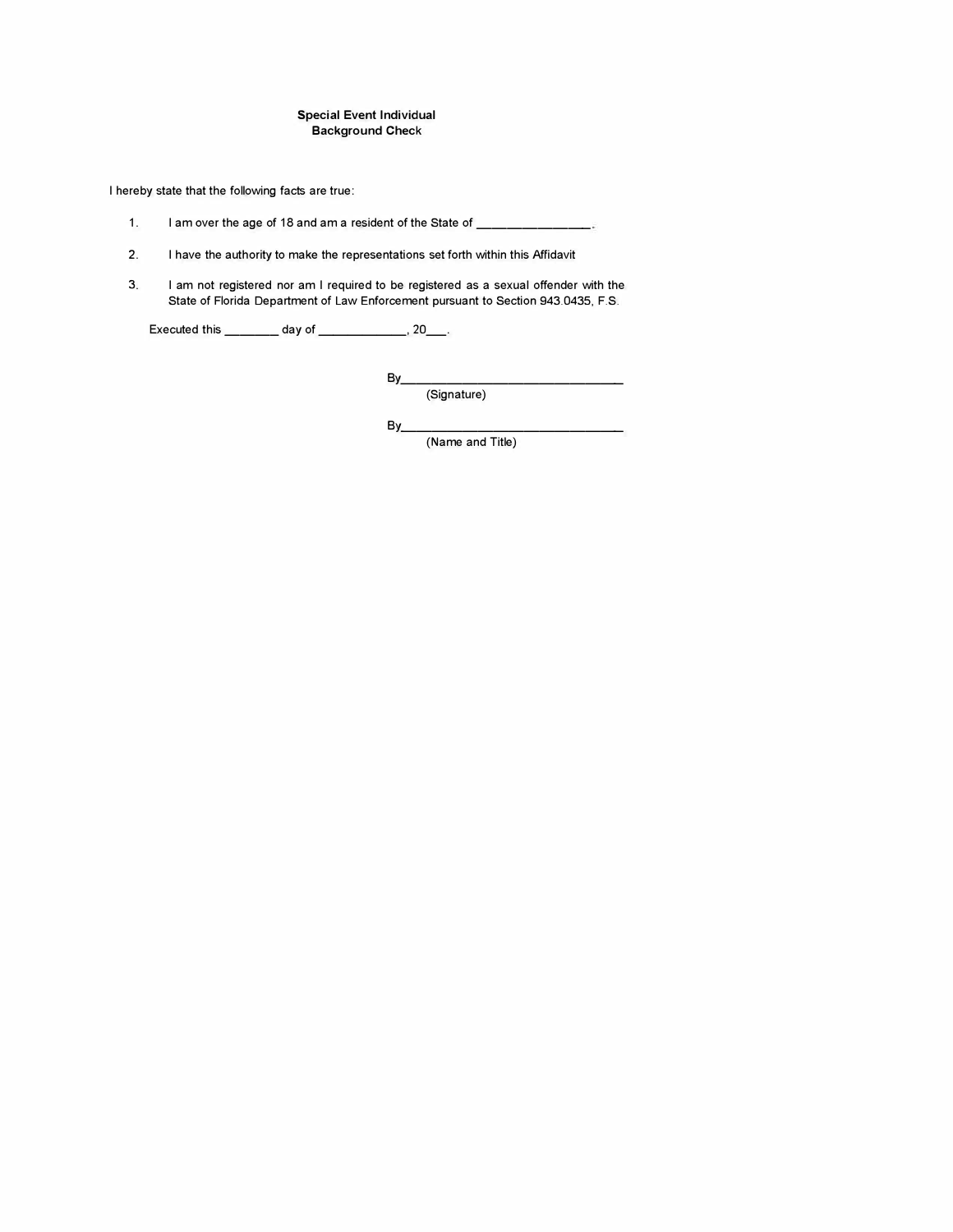**Special Event Individual**
**Background Check**

I hereby state that the following facts are true:

1. I am over the age of 18 and am a resident of the State of _________________.

2. I have the authority to make the representations set forth within this Affidavit

3. I am not registered nor am I required to be registered as a sexual offender with the State of Florida Department of Law Enforcement pursuant to Section 943.0435, F.S.

Executed this ________ day of _____________, 20___.

By_________________________________
(Signature)

By_________________________________
(Name and Title)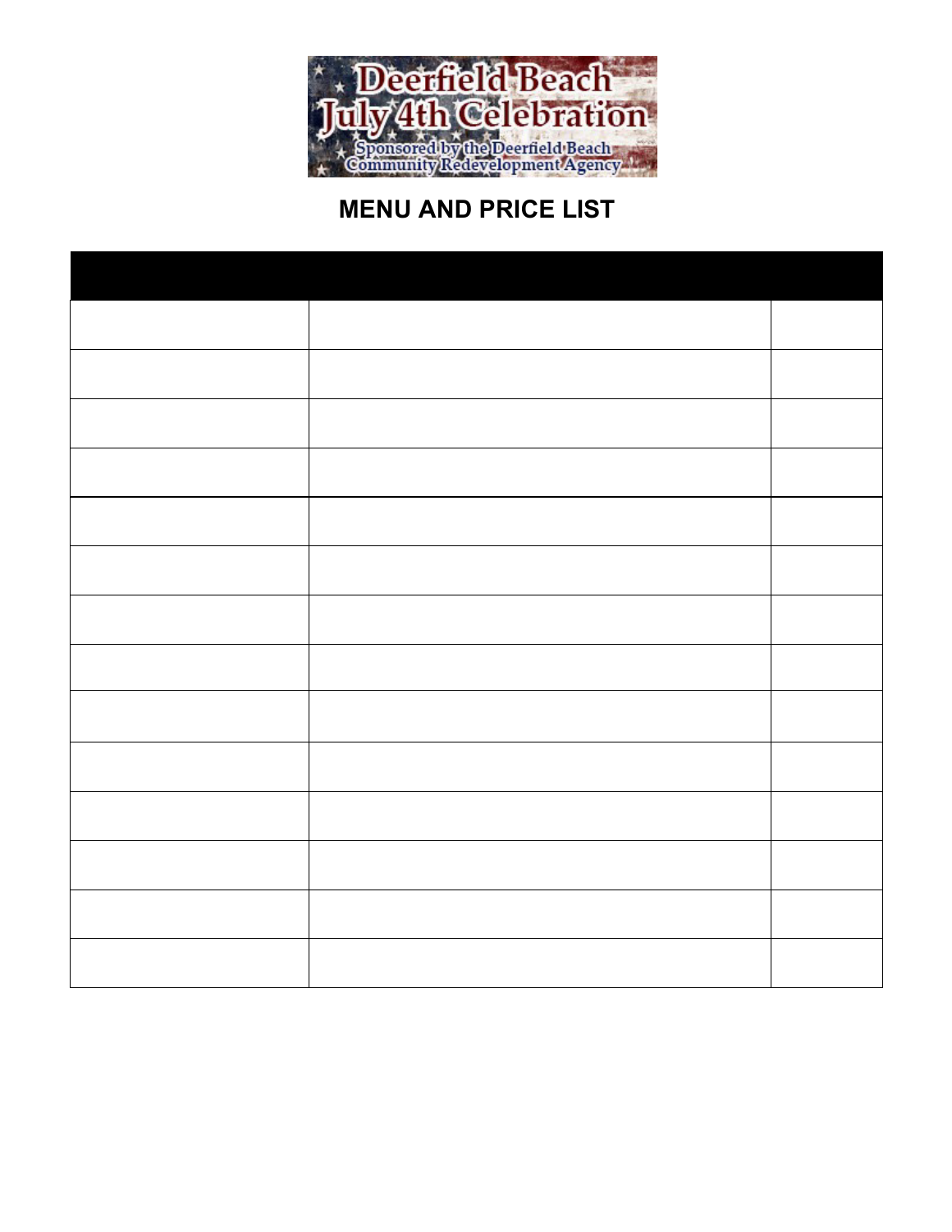Deerfield Beach July 4th Celebration

Sponsored by the Deerfield Beach Community Redevelopment Agency

## MENU AND PRICE LIST

| | | |
|---|---|---|
| | | |
| | | |
| | | |
| | | |
| | | |
| | | |
| | | |
| | | |
| | | |
| | | |
| | | |
| | | |
| | | |
| | | |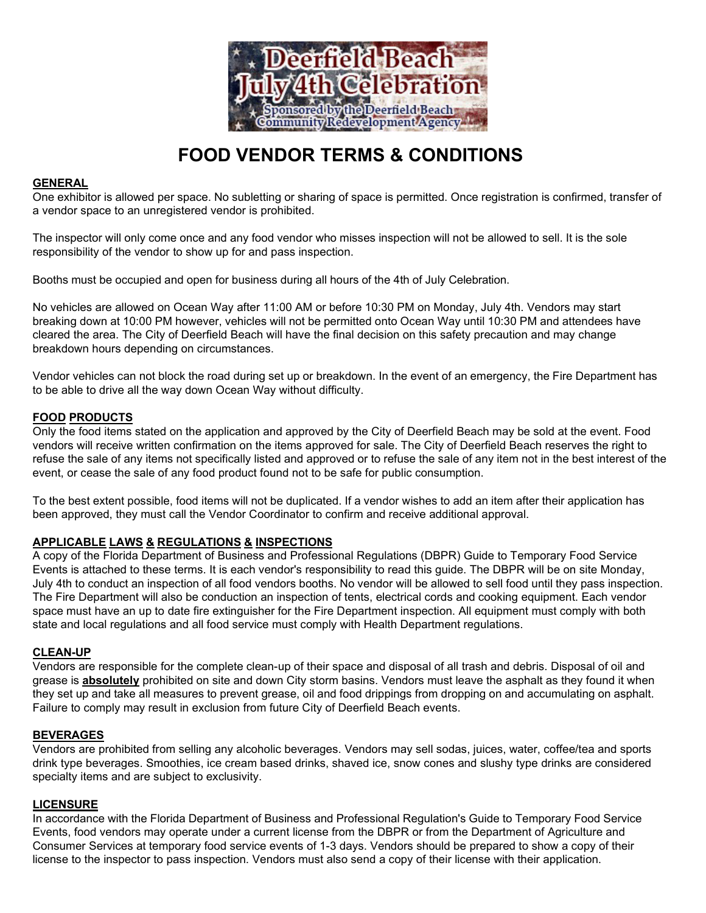# FOOD VENDOR TERMS & CONDITIONS

## GENERAL

One exhibitor is allowed per space. No subletting or sharing of space is permitted. Once registration is confirmed, transfer of a vendor space to an unregistered vendor is prohibited.

The inspector will only come once and any food vendor who misses inspection will not be allowed to sell. It is the sole responsibility of the vendor to show up for and pass inspection.

Booths must be occupied and open for business during all hours of the 4th of July Celebration.

No vehicles are allowed on Ocean Way after 11:00 AM or before 10:30 PM on Monday, July 4th. Vendors may start breaking down at 10:00 PM however, vehicles will not be permitted onto Ocean Way until 10:30 PM and attendees have cleared the area. The City of Deerfield Beach will have the final decision on this safety precaution and may change breakdown hours depending on circumstances.

Vendor vehicles can not block the road during set up or breakdown. In the event of an emergency, the Fire Department has to be able to drive all the way down Ocean Way without difficulty.

## FOOD PRODUCTS

Only the food items stated on the application and approved by the City of Deerfield Beach may be sold at the event. Food vendors will receive written confirmation on the items approved for sale. The City of Deerfield Beach reserves the right to refuse the sale of any items not specifically listed and approved or to refuse the sale of any item not in the best interest of the event, or cease the sale of any food product found not to be safe for public consumption.

To the best extent possible, food items will not be duplicated. If a vendor wishes to add an item after their application has been approved, they must call the Vendor Coordinator to confirm and receive additional approval.

## APPLICABLE LAWS & REGULATIONS & INSPECTIONS

A copy of the Florida Department of Business and Professional Regulations (DBPR) Guide to Temporary Food Service Events is attached to these terms. It is each vendor's responsibility to read this guide. The DBPR will be on site Monday, July 4th to conduct an inspection of all food vendors booths. No vendor will be allowed to sell food until they pass inspection. The Fire Department will also be conduction an inspection of tents, electrical cords and cooking equipment. Each vendor space must have an up to date fire extinguisher for the Fire Department inspection. All equipment must comply with both state and local regulations and all food service must comply with Health Department regulations.

## CLEAN-UP

Vendors are responsible for the complete clean-up of their space and disposal of all trash and debris. Disposal of oil and grease is **absolutely** prohibited on site and down City storm basins. Vendors must leave the asphalt as they found it when they set up and take all measures to prevent grease, oil and food drippings from dropping on and accumulating on asphalt. Failure to comply may result in exclusion from future City of Deerfield Beach events.

## BEVERAGES

Vendors are prohibited from selling any alcoholic beverages. Vendors may sell sodas, juices, water, coffee/tea and sports drink type beverages. Smoothies, ice cream based drinks, shaved ice, snow cones and slushy type drinks are considered specialty items and are subject to exclusivity.

## LICENSURE

In accordance with the Florida Department of Business and Professional Regulation's Guide to Temporary Food Service Events, food vendors may operate under a current license from the DBPR or from the Department of Agriculture and Consumer Services at temporary food service events of 1-3 days. Vendors should be prepared to show a copy of their license to the inspector to pass inspection. Vendors must also send a copy of their license with their application.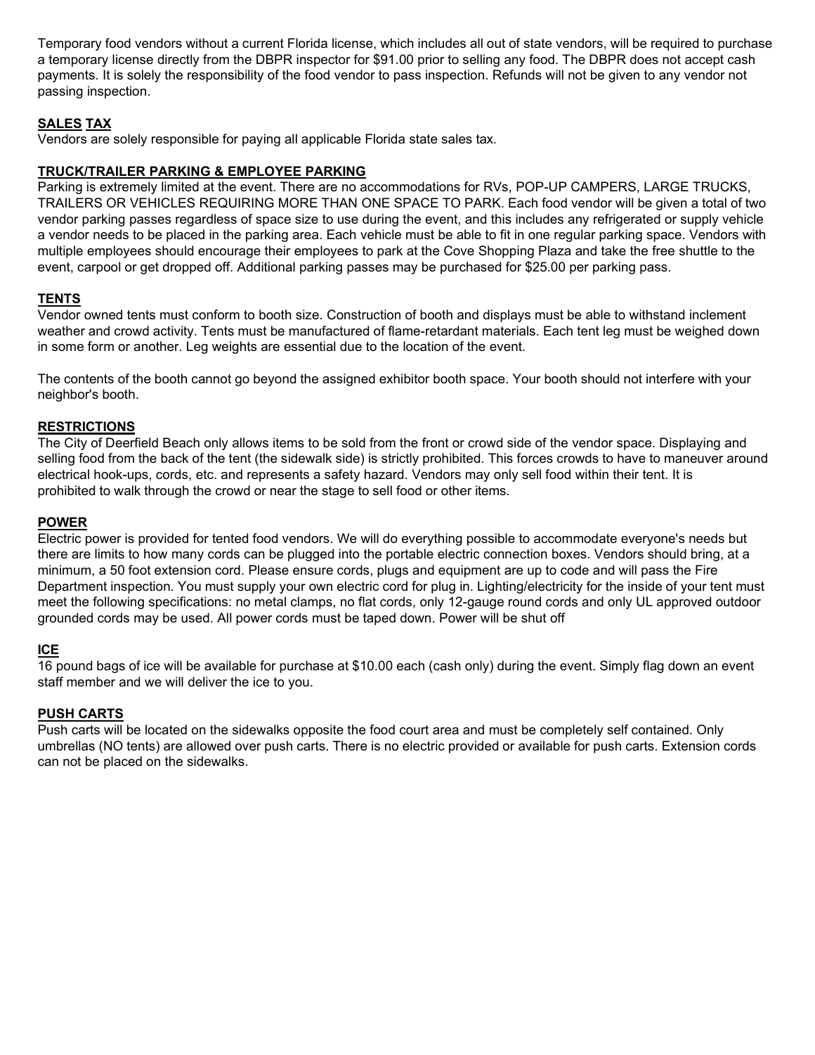Temporary food vendors without a current Florida license, which includes all out of state vendors, will be required to purchase a temporary license directly from the DBPR inspector for $91.00 prior to selling any food. The DBPR does not accept cash payments. It is solely the responsibility of the food vendor to pass inspection. Refunds will not be given to any vendor not passing inspection.

## SALES TAX

Vendors are solely responsible for paying all applicable Florida state sales tax.

## TRUCK/TRAILER PARKING & EMPLOYEE PARKING

Parking is extremely limited at the event. There are no accommodations for RVs, POP-UP CAMPERS, LARGE TRUCKS, TRAILERS OR VEHICLES REQUIRING MORE THAN ONE SPACE TO PARK. Each food vendor will be given a total of two vendor parking passes regardless of space size to use during the event, and this includes any refrigerated or supply vehicle a vendor needs to be placed in the parking area. Each vehicle must be able to fit in one regular parking space. Vendors with multiple employees should encourage their employees to park at the Cove Shopping Plaza and take the free shuttle to the event, carpool or get dropped off. Additional parking passes may be purchased for $25.00 per parking pass.

## TENTS

Vendor owned tents must conform to booth size. Construction of booth and displays must be able to withstand inclement weather and crowd activity. Tents must be manufactured of flame-retardant materials. Each tent leg must be weighed down in some form or another. Leg weights are essential due to the location of the event.

The contents of the booth cannot go beyond the assigned exhibitor booth space. Your booth should not interfere with your neighbor's booth.

## RESTRICTIONS

The City of Deerfield Beach only allows items to be sold from the front or crowd side of the vendor space. Displaying and selling food from the back of the tent (the sidewalk side) is strictly prohibited. This forces crowds to have to maneuver around electrical hook-ups, cords, etc. and represents a safety hazard. Vendors may only sell food within their tent. It is prohibited to walk through the crowd or near the stage to sell food or other items.

## POWER

Electric power is provided for tented food vendors. We will do everything possible to accommodate everyone's needs but there are limits to how many cords can be plugged into the portable electric connection boxes. Vendors should bring, at a minimum, a 50 foot extension cord. Please ensure cords, plugs and equipment are up to code and will pass the Fire Department inspection. You must supply your own electric cord for plug in. Lighting/electricity for the inside of your tent must meet the following specifications: no metal clamps, no flat cords, only 12-gauge round cords and only UL approved outdoor grounded cords may be used. All power cords must be taped down. Power will be shut off

## ICE

16 pound bags of ice will be available for purchase at $10.00 each (cash only) during the event. Simply flag down an event staff member and we will deliver the ice to you.

## PUSH CARTS

Push carts will be located on the sidewalks opposite the food court area and must be completely self contained. Only umbrellas (NO tents) are allowed over push carts. There is no electric provided or available for push carts. Extension cords can not be placed on the sidewalks.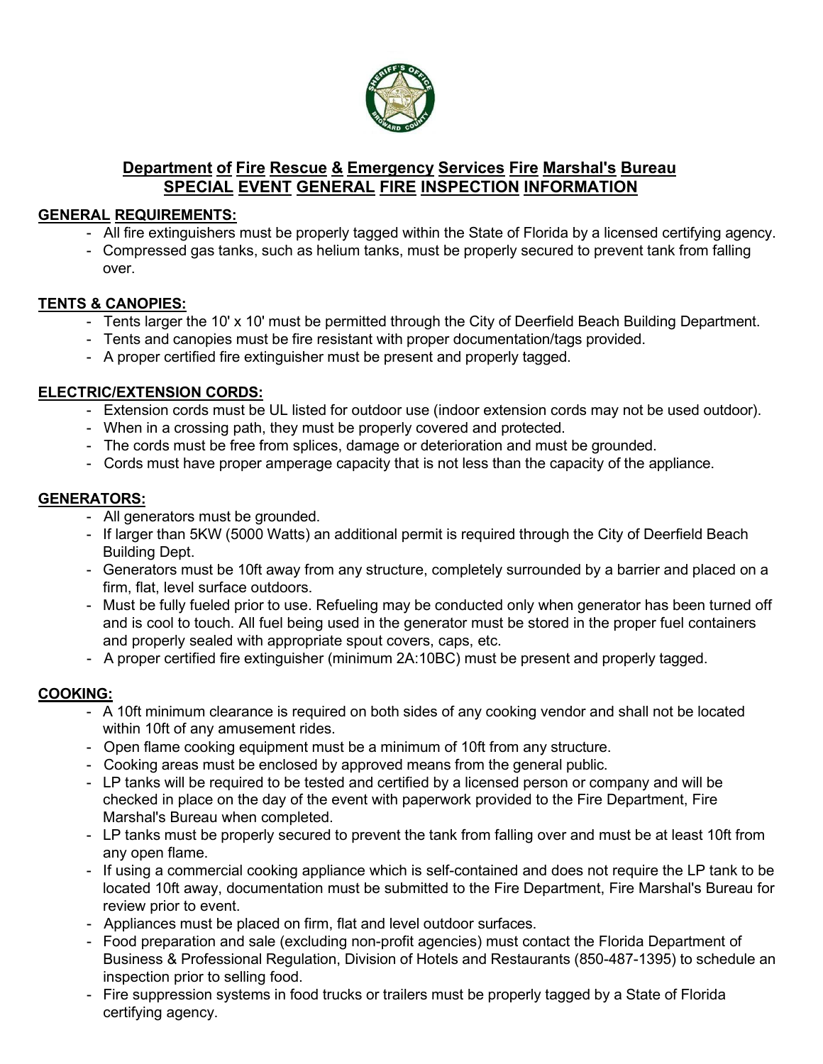## Department of Fire Rescue & Emergency Services Fire Marshal's Bureau
## SPECIAL EVENT GENERAL FIRE INSPECTION INFORMATION

**GENERAL REQUIREMENTS:**

- All fire extinguishers must be properly tagged within the State of Florida by a licensed certifying agency.
- Compressed gas tanks, such as helium tanks, must be properly secured to prevent tank from falling over.

**TENTS & CANOPIES:**

- Tents larger the 10' x 10' must be permitted through the City of Deerfield Beach Building Department.
- Tents and canopies must be fire resistant with proper documentation/tags provided.
- A proper certified fire extinguisher must be present and properly tagged.

**ELECTRIC/EXTENSION CORDS:**

- Extension cords must be UL listed for outdoor use (indoor extension cords may not be used outdoor).
- When in a crossing path, they must be properly covered and protected.
- The cords must be free from splices, damage or deterioration and must be grounded.
- Cords must have proper amperage capacity that is not less than the capacity of the appliance.

**GENERATORS:**

- All generators must be grounded.
- If larger than 5KW (5000 Watts) an additional permit is required through the City of Deerfield Beach Building Dept.
- Generators must be 10ft away from any structure, completely surrounded by a barrier and placed on a firm, flat, level surface outdoors.
- Must be fully fueled prior to use. Refueling may be conducted only when generator has been turned off and is cool to touch. All fuel being used in the generator must be stored in the proper fuel containers and properly sealed with appropriate spout covers, caps, etc.
- A proper certified fire extinguisher (minimum 2A:10BC) must be present and properly tagged.

**COOKING:**

- A 10ft minimum clearance is required on both sides of any cooking vendor and shall not be located within 10ft of any amusement rides.
- Open flame cooking equipment must be a minimum of 10ft from any structure.
- Cooking areas must be enclosed by approved means from the general public.
- LP tanks will be required to be tested and certified by a licensed person or company and will be checked in place on the day of the event with paperwork provided to the Fire Department, Fire Marshal's Bureau when completed.
- LP tanks must be properly secured to prevent the tank from falling over and must be at least 10ft from any open flame.
- If using a commercial cooking appliance which is self-contained and does not require the LP tank to be located 10ft away, documentation must be submitted to the Fire Department, Fire Marshal's Bureau for review prior to event.
- Appliances must be placed on firm, flat and level outdoor surfaces.
- Food preparation and sale (excluding non-profit agencies) must contact the Florida Department of Business & Professional Regulation, Division of Hotels and Restaurants (850-487-1395) to schedule an inspection prior to selling food.
- Fire suppression systems in food trucks or trailers must be properly tagged by a State of Florida certifying agency.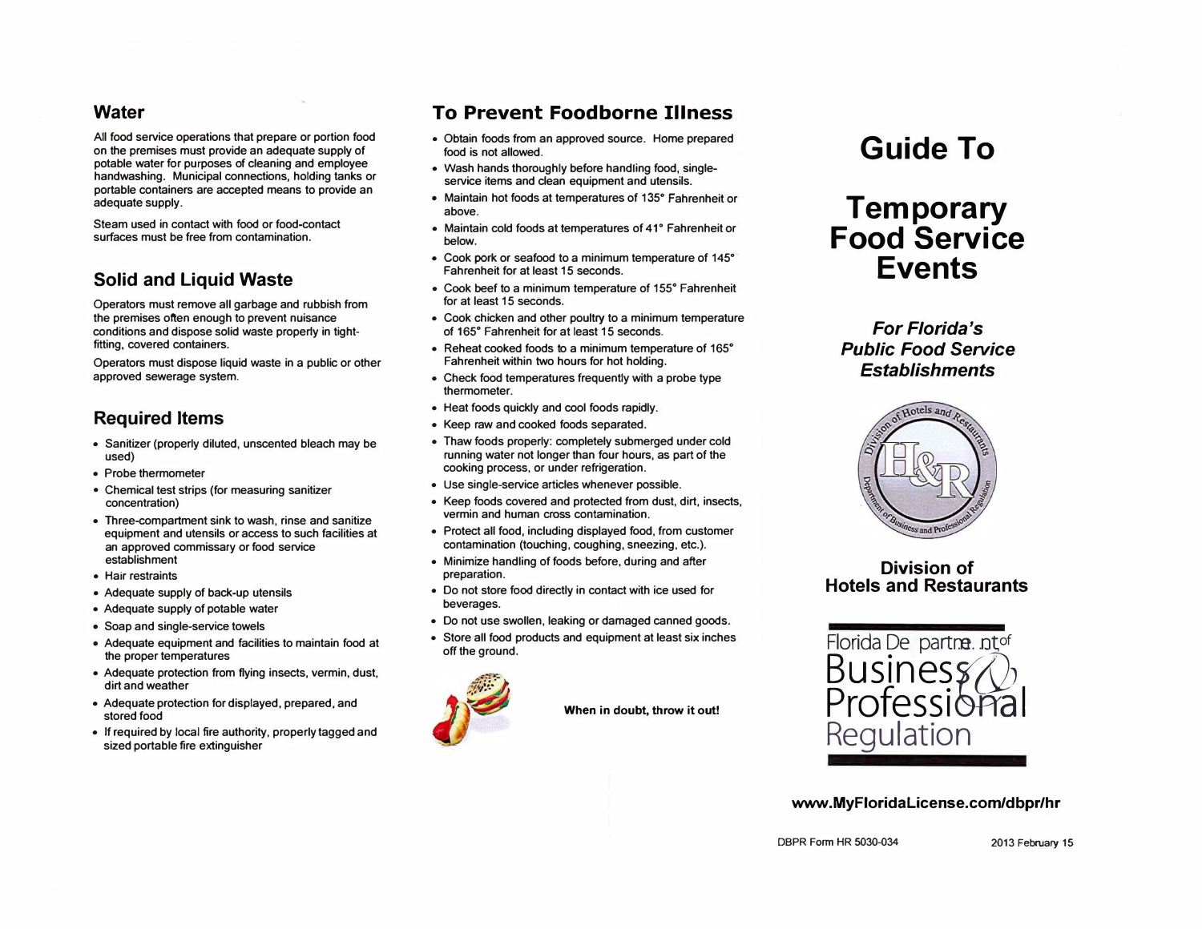## Water

All food service operations that prepare or portion food on the premises must provide an adequate supply of potable water for purposes of cleaning and employee handwashing. Municipal connections, holding tanks or portable containers are accepted means to provide an adequate supply.

Steam used in contact with food or food-contact surfaces must be free from contamination.

## Solid and Liquid Waste

Operators must remove all garbage and rubbish from the premises often enough to prevent nuisance conditions and dispose solid waste properly in tight-fitting, covered containers.

Operators must dispose liquid waste in a public or other approved sewerage system.

## Required Items

- Sanitizer (properly diluted, unscented bleach may be used)
- Probe thermometer
- Chemical test strips (for measuring sanitizer concentration)
- Three-compartment sink to wash, rinse and sanitize equipment and utensils or access to such facilities at an approved commissary or food service establishment
- Hair restraints
- Adequate supply of back-up utensils
- Adequate supply of potable water
- Soap and single-service towels
- Adequate equipment and facilities to maintain food at the proper temperatures
- Adequate protection from flying insects, vermin, dust, dirt and weather
- Adequate protection for displayed, prepared, and stored food
- If required by local fire authority, properly tagged and sized portable fire extinguisher

## To Prevent Foodborne Illness

- Obtain foods from an approved source. Home prepared food is not allowed.
- Wash hands thoroughly before handling food, single-service items and clean equipment and utensils.
- Maintain hot foods at temperatures of 135° Fahrenheit or above.
- Maintain cold foods at temperatures of 41° Fahrenheit or below.
- Cook pork or seafood to a minimum temperature of 145° Fahrenheit for at least 15 seconds.
- Cook beef to a minimum temperature of 155° Fahrenheit for at least 15 seconds.
- Cook chicken and other poultry to a minimum temperature of 165° Fahrenheit for at least 15 seconds.
- Reheat cooked foods to a minimum temperature of 165° Fahrenheit within two hours for hot holding.
- Check food temperatures frequently with a probe type thermometer.
- Heat foods quickly and cool foods rapidly.
- Keep raw and cooked foods separated.
- Thaw foods properly: completely submerged under cold running water not longer than four hours, as part of the cooking process, or under refrigeration.
- Use single-service articles whenever possible.
- Keep foods covered and protected from dust, dirt, insects, vermin and human cross contamination.
- Protect all food, including displayed food, from customer contamination (touching, coughing, sneezing, etc.).
- Minimize handling of foods before, during and after preparation.
- Do not store food directly in contact with ice used for beverages.
- Do not use swollen, leaking or damaged canned goods.
- Store all food products and equipment at least six inches off the ground.

**When in doubt, throw it out!**

# Guide To

# Temporary Food Service Events

***For Florida's Public Food Service Establishments***

**Division of Hotels and Restaurants**

Florida Department of Business & Professional Regulation

**www.MyFloridaLicense.com/dbpr/hr**

DBPR Form HR 5030-034 — 2013 February 15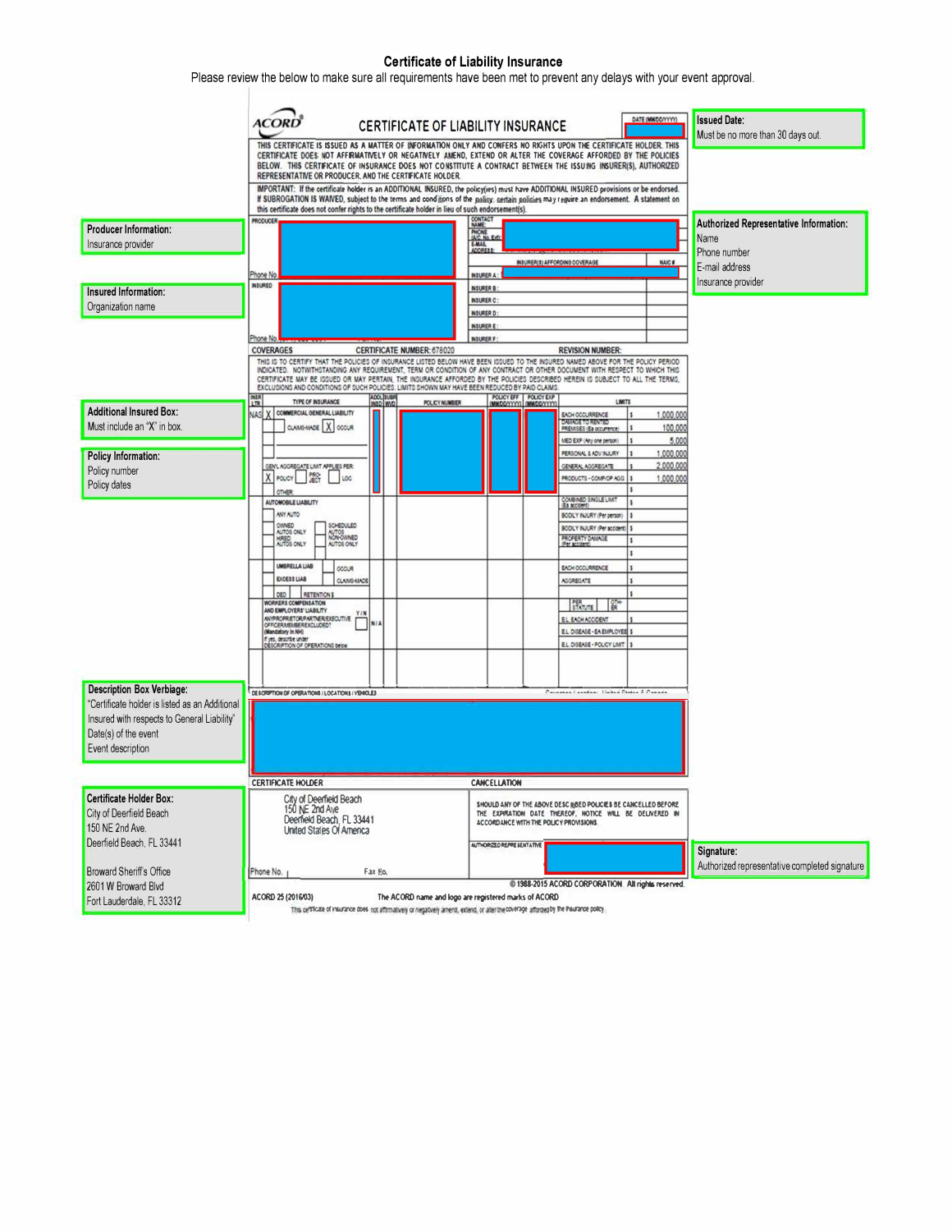## Certificate of Liability Insurance

Please review the below to make sure all requirements have been met to prevent any delays with your event approval.

**Issued Date:**
Must be no more than 30 days out.

**Producer Information:**
Insurance provider

**Insured Information:**
Organization name

**Authorized Representative Information:**
Name
Phone number
E-mail address
Insurance provider

**Additional Insured Box:**
Must include an "X" in box.

**Policy Information:**
Policy number
Policy dates

**Description Box Verbiage:**
"Certificate holder is listed as an Additional Insured with respects to General Liability"
Date(s) of the event
Event description

**Certificate Holder Box:**
City of Deerfield Beach
150 NE 2nd Ave.
Deerfield Beach, FL 33441

Broward Sheriff's Office
2601 W Broward Blvd
Fort Lauderdale, FL 33312

**Signature:**
Authorized representative completed signature

---

ACORD®

### CERTIFICATE OF LIABILITY INSURANCE

DATE (MM/DD/YYYY)

THIS CERTIFICATE IS ISSUED AS A MATTER OF INFORMATION ONLY AND CONFERS NO RIGHTS UPON THE CERTIFICATE HOLDER. THIS CERTIFICATE DOES NOT AFFIRMATIVELY OR NEGATIVELY AMEND, EXTEND OR ALTER THE COVERAGE AFFORDED BY THE POLICIES BELOW. THIS CERTIFICATE OF INSURANCE DOES NOT CONSTITUTE A CONTRACT BETWEEN THE ISSUING INSURER(S), AUTHORIZED REPRESENTATIVE OR PRODUCER, AND THE CERTIFICATE HOLDER.

IMPORTANT: If the certificate holder is an ADDITIONAL INSURED, the policy(ies) must have ADDITIONAL INSURED provisions or be endorsed. If SUBROGATION IS WAIVED, subject to the terms and conditions of the policy, certain policies may require an endorsement. A statement on this certificate does not confer rights to the certificate holder in lieu of such endorsement(s).

PRODUCER | CONTACT NAME: | PHONE (A/C, No, Ext): | E-MAIL ADDRESS:

Phone No.

INSURER(S) AFFORDING COVERAGE | NAIC #

INSURED

INSURER A :
INSURER B :
INSURER C :
INSURER D :
INSURER E :
INSURER F :

Phone No.

COVERAGES | CERTIFICATE NUMBER: 678020 | REVISION NUMBER:

THIS IS TO CERTIFY THAT THE POLICIES OF INSURANCE LISTED BELOW HAVE BEEN ISSUED TO THE INSURED NAMED ABOVE FOR THE POLICY PERIOD INDICATED. NOTWITHSTANDING ANY REQUIREMENT, TERM OR CONDITION OF ANY CONTRACT OR OTHER DOCUMENT WITH RESPECT TO WHICH THIS CERTIFICATE MAY BE ISSUED OR MAY PERTAIN, THE INSURANCE AFFORDED BY THE POLICIES DESCRIBED HEREIN IS SUBJECT TO ALL THE TERMS, EXCLUSIONS AND CONDITIONS OF SUCH POLICIES. LIMITS SHOWN MAY HAVE BEEN REDUCED BY PAID CLAIMS.

| INSR LTR | TYPE OF INSURANCE | ADDL INSD | SUBR WVD | POLICY NUMBER | POLICY EFF (MM/DD/YYYY) | POLICY EXP (MM/DD/YYYY) | LIMITS | |
|---|---|---|---|---|---|---|---|---|
| NAS | X COMMERCIAL GENERAL LIABILITY | | | | | | EACH OCCURRENCE | $ 1,000,000 |
| | CLAIMS-MADE X OCCUR | | | | | | DAMAGE TO RENTED PREMISES (Ea occurrence) | $ 100,000 |
| | | | | | | | MED EXP (Any one person) | $ 5,000 |
| | | | | | | | PERSONAL & ADV INJURY | $ 1,000,000 |
| | GEN'L AGGREGATE LIMIT APPLIES PER: | | | | | | GENERAL AGGREGATE | $ 2,000,000 |
| | X POLICY PRO-JECT LOC | | | | | | PRODUCTS - COMP/OP AGG | $ 1,000,000 |
| | OTHER: | | | | | | | $ |
| | AUTOMOBILE LIABILITY | | | | | | COMBINED SINGLE LIMIT (Ea accident) | $ |
| | ANY AUTO | | | | | | BODILY INJURY (Per person) | $ |
| | OWNED AUTOS ONLY / SCHEDULED AUTOS | | | | | | BODILY INJURY (Per accident) | $ |
| | HIRED AUTOS ONLY / NON-OWNED AUTOS ONLY | | | | | | PROPERTY DAMAGE (Per accident) | $ |
| | | | | | | | | $ |
| | UMBRELLA LIAB / OCCUR | | | | | | EACH OCCURRENCE | $ |
| | EXCESS LIAB / CLAIMS-MADE | | | | | | AGGREGATE | $ |
| | DED / RETENTION $ | | | | | | | $ |
| | WORKERS COMPENSATION AND EMPLOYERS' LIABILITY Y/N | | | | | | PER STATUTE / OTH-ER | |
| | ANY PROPRIETOR/PARTNER/EXECUTIVE OFFICER/MEMBER EXCLUDED? (Mandatory in NH) | N/A | | | | | E.L. EACH ACCIDENT | $ |
| | If yes, describe under DESCRIPTION OF OPERATIONS below | | | | | | E.L. DISEASE - EA EMPLOYEE | $ |
| | | | | | | | E.L. DISEASE - POLICY LIMIT | $ |

DESCRIPTION OF OPERATIONS / LOCATIONS / VEHICLES

CERTIFICATE HOLDER

City of Deerfield Beach
150 NE 2nd Ave
Deerfield Beach, FL 33441
United States Of America

Phone No. | Fax No.

CANCELLATION

SHOULD ANY OF THE ABOVE DESCRIBED POLICIES BE CANCELLED BEFORE THE EXPIRATION DATE THEREOF, NOTICE WILL BE DELIVERED IN ACCORDANCE WITH THE POLICY PROVISIONS.

AUTHORIZED REPRESENTATIVE

© 1988-2015 ACORD CORPORATION. All rights reserved.

ACORD 25 (2016/03) The ACORD name and logo are registered marks of ACORD

This certificate of insurance does not affirmatively or negatively amend, extend, or alter the coverage afforded by the insurance policy.